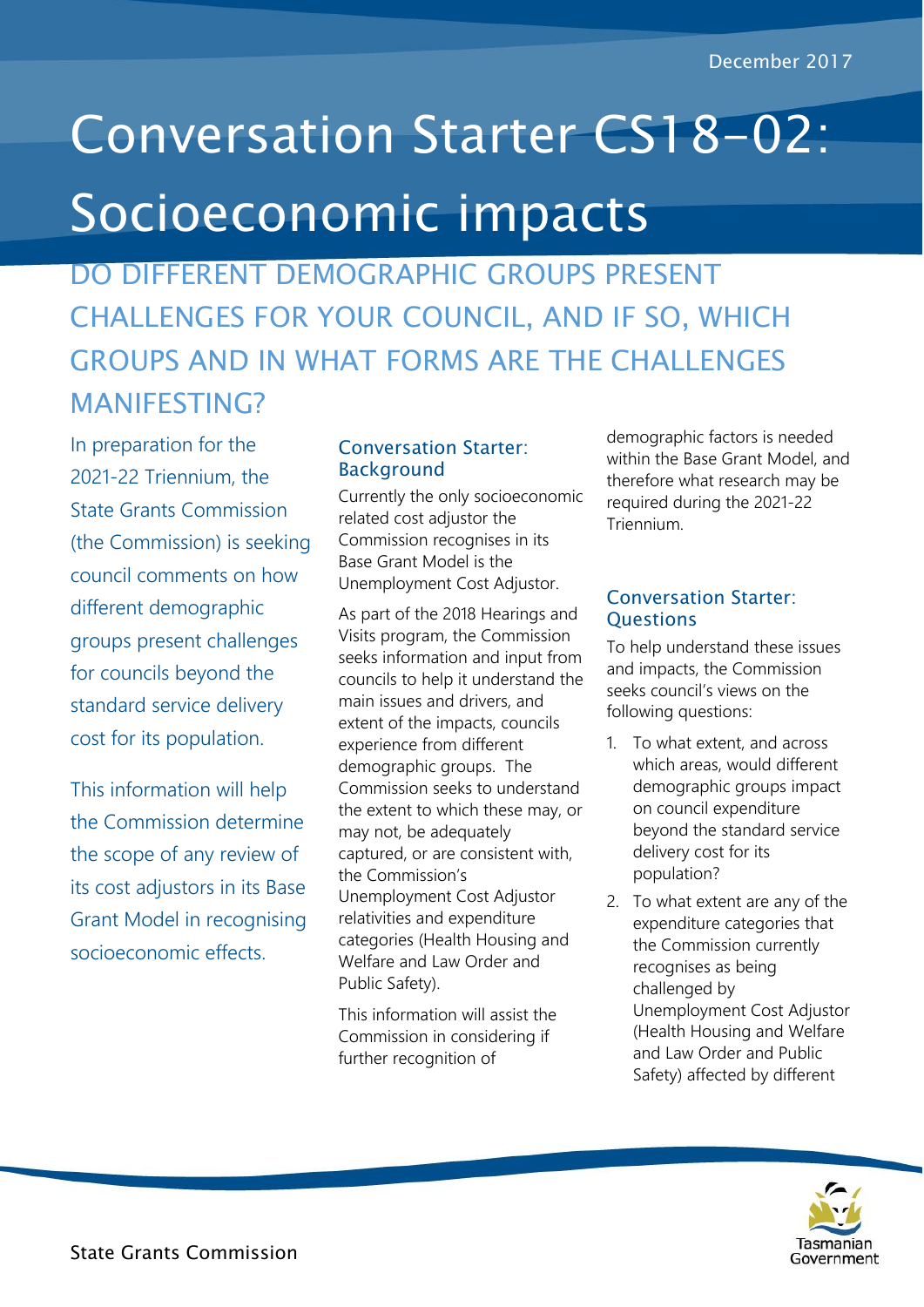December 2017

# Conversation Starter CS18-02: Socioeconomic impacts

## DO DIFFERENT DEMOGRAPHIC GROUPS PRESENT CHALLENGES FOR YOUR COUNCIL, AND IF SO, WHICH GROUPS AND IN WHAT FORMS ARE THE CHALLENGES MANIFESTING?

In preparation for the 2021-22 Triennium, the State Grants Commission (the Commission) is seeking council comments on how different demographic groups present challenges for councils beyond the standard service delivery cost for its population.

This information will help the Commission determine the scope of any review of its cost adjustors in its Base Grant Model in recognising socioeconomic effects.

### Conversation Starter: Background

Currently the only socioeconomic related cost adjustor the Commission recognises in its Base Grant Model is the Unemployment Cost Adjustor.

As part of the 2018 Hearings and Visits program, the Commission seeks information and input from councils to help it understand the main issues and drivers, and extent of the impacts, councils experience from different demographic groups. The Commission seeks to understand the extent to which these may, or may not, be adequately captured, or are consistent with, the Commission's Unemployment Cost Adjustor relativities and expenditure categories (Health Housing and Welfare and Law Order and Public Safety).

This information will assist the Commission in considering if further recognition of demographic factors is needed within the Base Grant Model, and therefore what research may be required during the 2021-22 Triennium.

### Conversation Starter: Questions

To help understand these issues and impacts, the Commission seeks council's views on the following questions:

1. To what extent, and across which areas, would different demographic groups impact on council expenditure beyond the standard service delivery cost for its population?
2. To what extent are any of the expenditure categories that the Commission currently recognises as being challenged by Unemployment Cost Adjustor (Health Housing and Welfare and Law Order and Public Safety) affected by different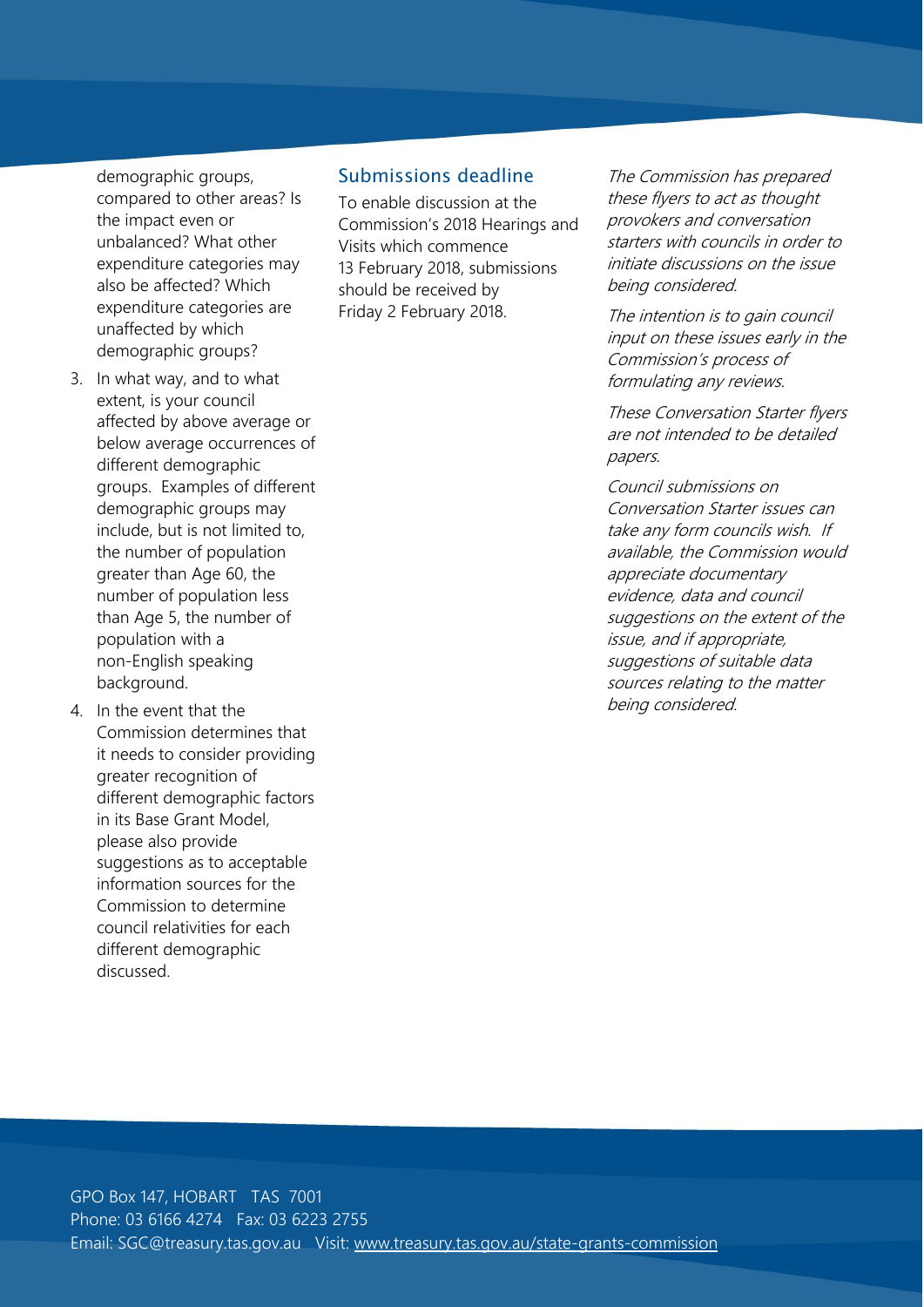demographic groups, compared to other areas? Is the impact even or unbalanced? What other expenditure categories may also be affected? Which expenditure categories are unaffected by which demographic groups?

3. In what way, and to what extent, is your council affected by above average or below average occurrences of different demographic groups. Examples of different demographic groups may include, but is not limited to, the number of population greater than Age 60, the number of population less than Age 5, the number of population with a non-English speaking background.
4. In the event that the Commission determines that it needs to consider providing greater recognition of different demographic factors in its Base Grant Model, please also provide suggestions as to acceptable information sources for the Commission to determine council relativities for each different demographic discussed.

## Submissions deadline

To enable discussion at the Commission's 2018 Hearings and Visits which commence 13 February 2018, submissions should be received by Friday 2 February 2018.

*The Commission has prepared these flyers to act as thought provokers and conversation starters with councils in order to initiate discussions on the issue being considered.*

*The intention is to gain council input on these issues early in the Commission's process of formulating any reviews.*

*These Conversation Starter flyers are not intended to be detailed papers.*

*Council submissions on Conversation Starter issues can take any form councils wish. If available, the Commission would appreciate documentary evidence, data and council suggestions on the extent of the issue, and if appropriate, suggestions of suitable data sources relating to the matter being considered.*

GPO Box 147, HOBART TAS 7001
Phone: 03 6166 4274 Fax: 03 6223 2755
Email: SGC@treasury.tas.gov.au Visit: www.treasury.tas.gov.au/state-grants-commission